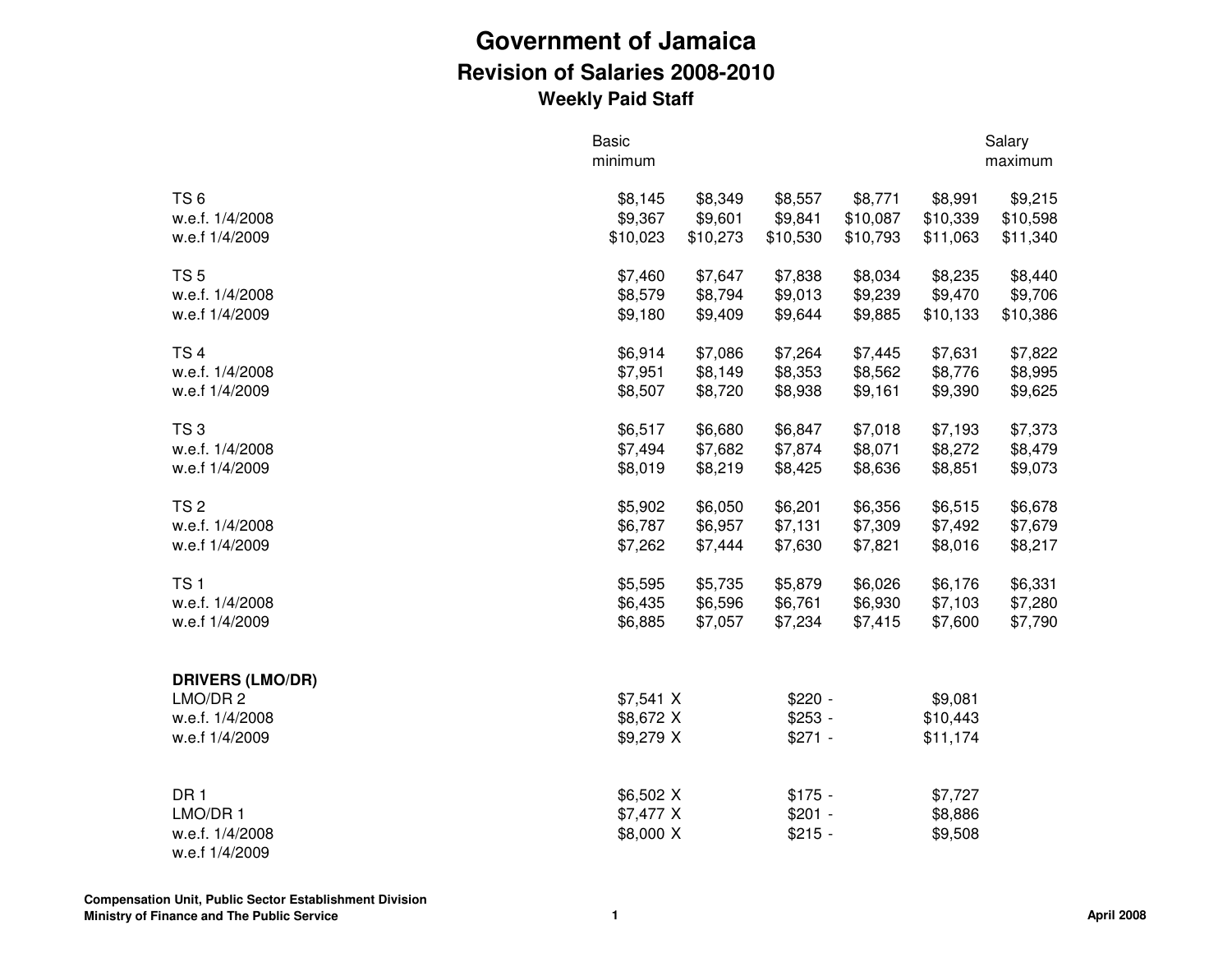# Government of Jamaica

## Revision of Salaries 2008-2010

### Weekly Paid Staff

| | Basic minimum | | | | | Salary maximum |
|---|---|---|---|---|---|---|
| TS 6 | $8,145 | $8,349 | $8,557 | $8,771 | $8,991 | $9,215 |
| w.e.f. 1/4/2008 | $9,367 | $9,601 | $9,841 | $10,087 | $10,339 | $10,598 |
| w.e.f 1/4/2009 | $10,023 | $10,273 | $10,530 | $10,793 | $11,063 | $11,340 |
| | | | | | | |
| TS 5 | $7,460 | $7,647 | $7,838 | $8,034 | $8,235 | $8,440 |
| w.e.f. 1/4/2008 | $8,579 | $8,794 | $9,013 | $9,239 | $9,470 | $9,706 |
| w.e.f 1/4/2009 | $9,180 | $9,409 | $9,644 | $9,885 | $10,133 | $10,386 |
| | | | | | | |
| TS 4 | $6,914 | $7,086 | $7,264 | $7,445 | $7,631 | $7,822 |
| w.e.f. 1/4/2008 | $7,951 | $8,149 | $8,353 | $8,562 | $8,776 | $8,995 |
| w.e.f 1/4/2009 | $8,507 | $8,720 | $8,938 | $9,161 | $9,390 | $9,625 |
| | | | | | | |
| TS 3 | $6,517 | $6,680 | $6,847 | $7,018 | $7,193 | $7,373 |
| w.e.f. 1/4/2008 | $7,494 | $7,682 | $7,874 | $8,071 | $8,272 | $8,479 |
| w.e.f 1/4/2009 | $8,019 | $8,219 | $8,425 | $8,636 | $8,851 | $9,073 |
| | | | | | | |
| TS 2 | $5,902 | $6,050 | $6,201 | $6,356 | $6,515 | $6,678 |
| w.e.f. 1/4/2008 | $6,787 | $6,957 | $7,131 | $7,309 | $7,492 | $7,679 |
| w.e.f 1/4/2009 | $7,262 | $7,444 | $7,630 | $7,821 | $8,016 | $8,217 |
| | | | | | | |
| TS 1 | $5,595 | $5,735 | $5,879 | $6,026 | $6,176 | $6,331 |
| w.e.f. 1/4/2008 | $6,435 | $6,596 | $6,761 | $6,930 | $7,103 | $7,280 |
| w.e.f 1/4/2009 | $6,885 | $7,057 | $7,234 | $7,415 | $7,600 | $7,790 |

**DRIVERS (LMO/DR)**

| | | | |
|---|---|---|---|
| LMO/DR 2 | $7,541 X | $220 - | $9,081 |
| w.e.f. 1/4/2008 | $8,672 X | $253 - | $10,443 |
| w.e.f 1/4/2009 | $9,279 X | $271 - | $11,174 |
| | | | |
| DR 1 | $6,502 X | $175 - | $7,727 |
| LMO/DR 1 | $7,477 X | $201 - | $8,886 |
| w.e.f. 1/4/2008 | $8,000 X | $215 - | $9,508 |
| w.e.f 1/4/2009 | | | |

Compensation Unit, Public Sector Establishment Division
Ministry of Finance and The Public Service

April 2008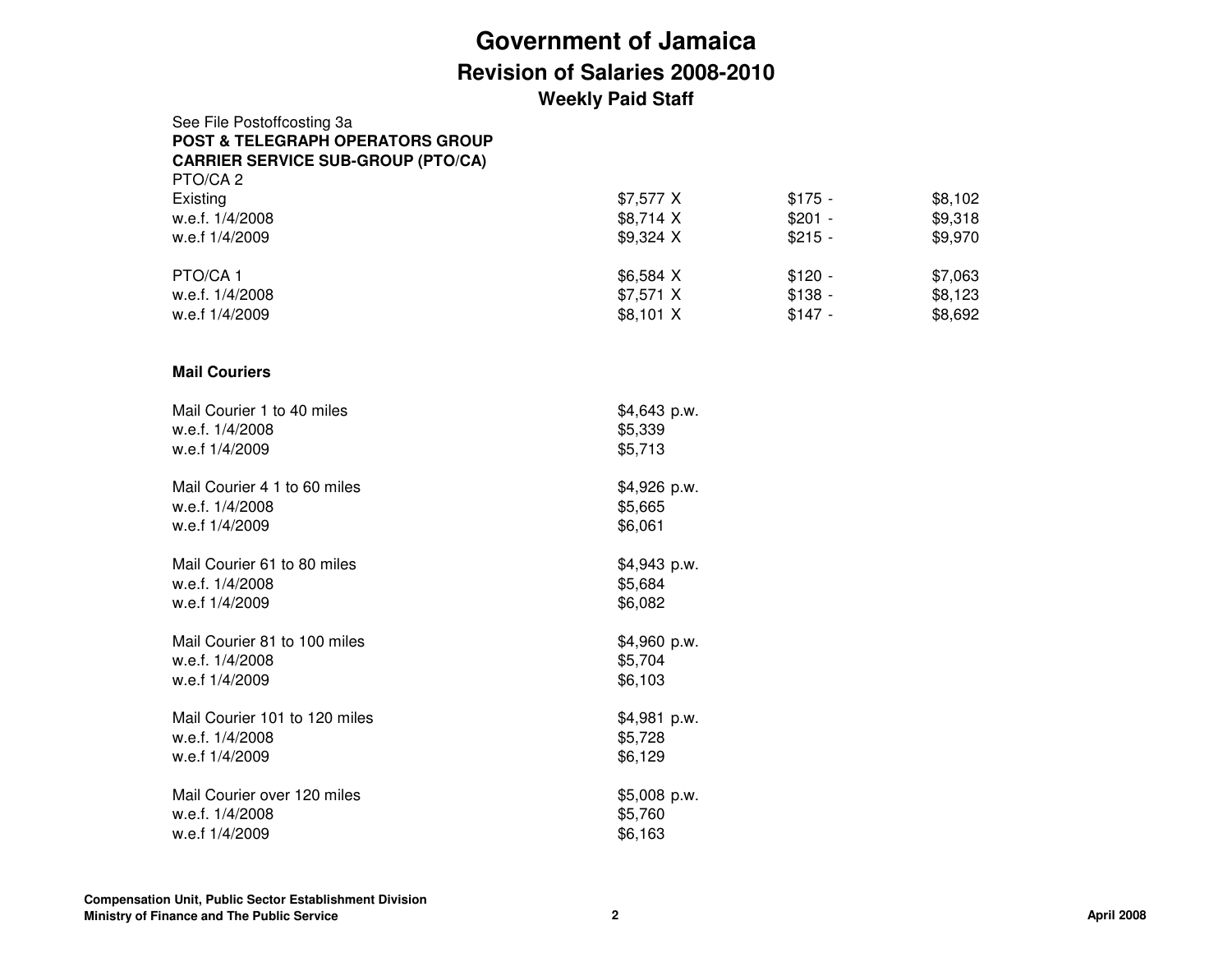# Government of Jamaica

## Revision of Salaries 2008-2010

### Weekly Paid Staff

See File Postoffcosting 3a

**POST & TELEGRAPH OPERATORS GROUP**

**CARRIER SERVICE SUB-GROUP (PTO/CA)**

| | | | |
|---|---|---|---|
| PTO/CA 2 | | | |
| Existing | $7,577 X | $175 - | $8,102 |
| w.e.f. 1/4/2008 | $8,714 X | $201 - | $9,318 |
| w.e.f 1/4/2009 | $9,324 X | $215 - | $9,970 |
| | | | |
| PTO/CA 1 | $6,584 X | $120 - | $7,063 |
| w.e.f. 1/4/2008 | $7,571 X | $138 - | $8,123 |
| w.e.f 1/4/2009 | $8,101 X | $147 - | $8,692 |

**Mail Couriers**

| | |
|---|---|
| Mail Courier 1 to 40 miles | $4,643 p.w. |
| w.e.f. 1/4/2008 | $5,339 |
| w.e.f 1/4/2009 | $5,713 |
| | |
| Mail Courier 4 1 to 60 miles | $4,926 p.w. |
| w.e.f. 1/4/2008 | $5,665 |
| w.e.f 1/4/2009 | $6,061 |
| | |
| Mail Courier 61 to 80 miles | $4,943 p.w. |
| w.e.f. 1/4/2008 | $5,684 |
| w.e.f 1/4/2009 | $6,082 |
| | |
| Mail Courier 81 to 100 miles | $4,960 p.w. |
| w.e.f. 1/4/2008 | $5,704 |
| w.e.f 1/4/2009 | $6,103 |
| | |
| Mail Courier 101 to 120 miles | $4,981 p.w. |
| w.e.f. 1/4/2008 | $5,728 |
| w.e.f 1/4/2009 | $6,129 |
| | |
| Mail Courier over 120 miles | $5,008 p.w. |
| w.e.f. 1/4/2008 | $5,760 |
| w.e.f 1/4/2009 | $6,163 |

Compensation Unit, Public Sector Establishment Division
Ministry of Finance and The Public Service

April 2008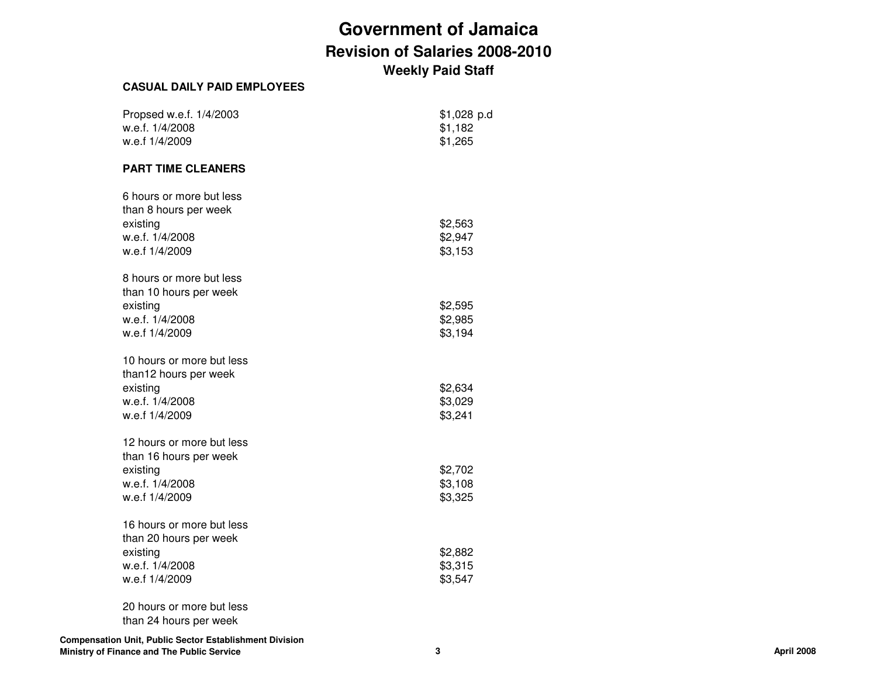# Government of Jamaica

## Revision of Salaries 2008-2010

### Weekly Paid Staff

**CASUAL DAILY PAID EMPLOYEES**

| | |
|---|---|
| Propsed w.e.f. 1/4/2003 | $1,028 p.d |
| w.e.f. 1/4/2008 | $1,182 |
| w.e.f 1/4/2009 | $1,265 |

**PART TIME CLEANERS**

6 hours or more but less than 8 hours per week

| | |
|---|---|
| existing | $2,563 |
| w.e.f. 1/4/2008 | $2,947 |
| w.e.f 1/4/2009 | $3,153 |

8 hours or more but less than 10 hours per week

| | |
|---|---|
| existing | $2,595 |
| w.e.f. 1/4/2008 | $2,985 |
| w.e.f 1/4/2009 | $3,194 |

10 hours or more but less than12 hours per week

| | |
|---|---|
| existing | $2,634 |
| w.e.f. 1/4/2008 | $3,029 |
| w.e.f 1/4/2009 | $3,241 |

12 hours or more but less than 16 hours per week

| | |
|---|---|
| existing | $2,702 |
| w.e.f. 1/4/2008 | $3,108 |
| w.e.f 1/4/2009 | $3,325 |

16 hours or more but less than 20 hours per week

| | |
|---|---|
| existing | $2,882 |
| w.e.f. 1/4/2008 | $3,315 |
| w.e.f 1/4/2009 | $3,547 |

20 hours or more but less than 24 hours per week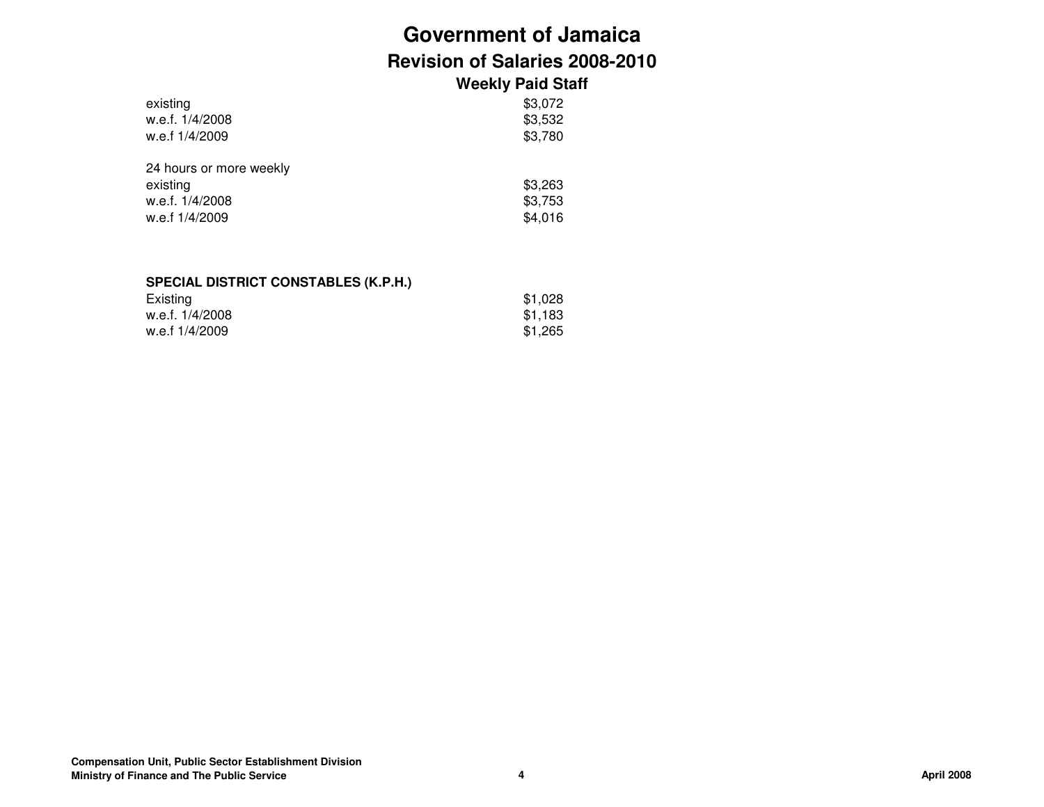# Government of Jamaica

## Revision of Salaries 2008-2010

### Weekly Paid Staff

| | |
|---|---|
| existing | $3,072 |
| w.e.f. 1/4/2008 | $3,532 |
| w.e.f 1/4/2009 | $3,780 |
| | |
| 24 hours or more weekly | |
| existing | $3,263 |
| w.e.f. 1/4/2008 | $3,753 |
| w.e.f 1/4/2009 | $4,016 |

**SPECIAL DISTRICT CONSTABLES (K.P.H.)**

| | |
|---|---|
| Existing | $1,028 |
| w.e.f. 1/4/2008 | $1,183 |
| w.e.f 1/4/2009 | $1,265 |